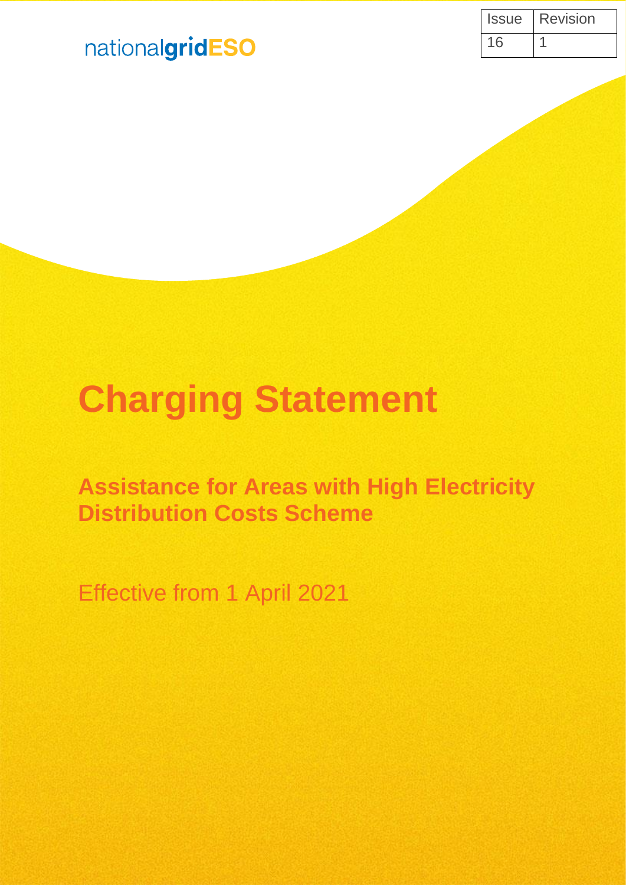nationalgridESO

| Issue | Revision |
| --- | --- |
| 16 | 1 |

# Charging Statement

## Assistance for Areas with High Electricity Distribution Costs Scheme

Effective from 1 April 2021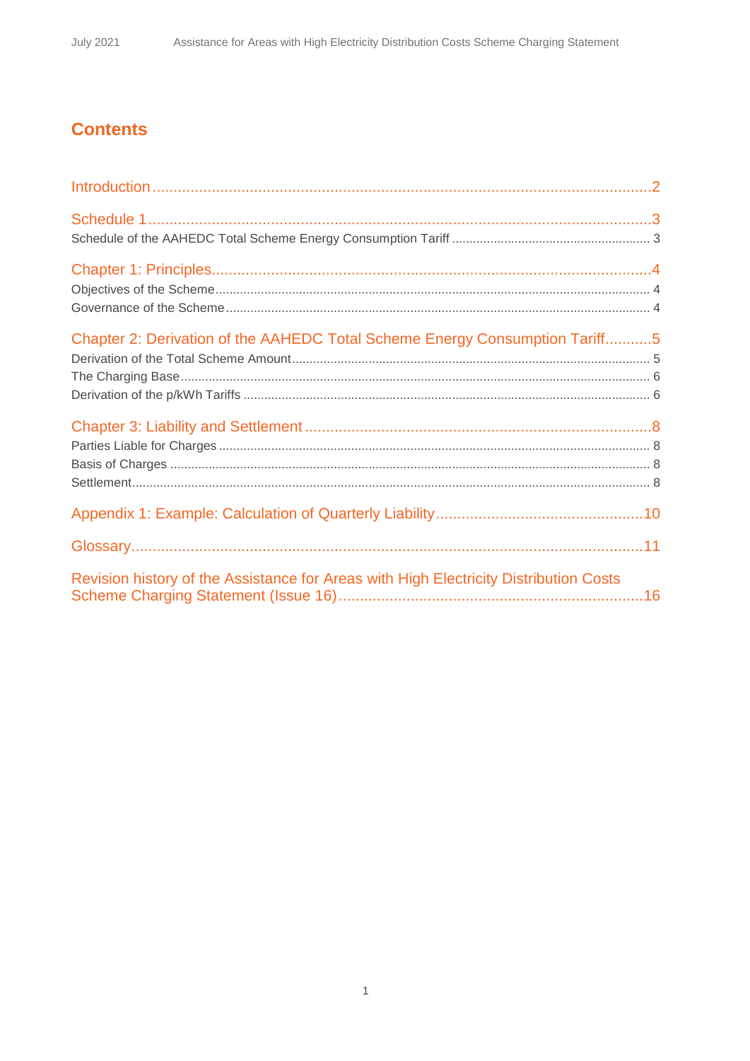# Contents

Introduction .......... 2

Schedule 1 .......... 3

Schedule of the AAHEDC Total Scheme Energy Consumption Tariff .......... 3

Chapter 1: Principles .......... 4

Objectives of the Scheme .......... 4

Governance of the Scheme .......... 4

Chapter 2: Derivation of the AAHEDC Total Scheme Energy Consumption Tariff .......... 5

Derivation of the Total Scheme Amount .......... 5

The Charging Base .......... 6

Derivation of the p/kWh Tariffs .......... 6

Chapter 3: Liability and Settlement .......... 8

Parties Liable for Charges .......... 8

Basis of Charges .......... 8

Settlement .......... 8

Appendix 1: Example: Calculation of Quarterly Liability .......... 10

Glossary .......... 11

Revision history of the Assistance for Areas with High Electricity Distribution Costs Scheme Charging Statement (Issue 16) .......... 16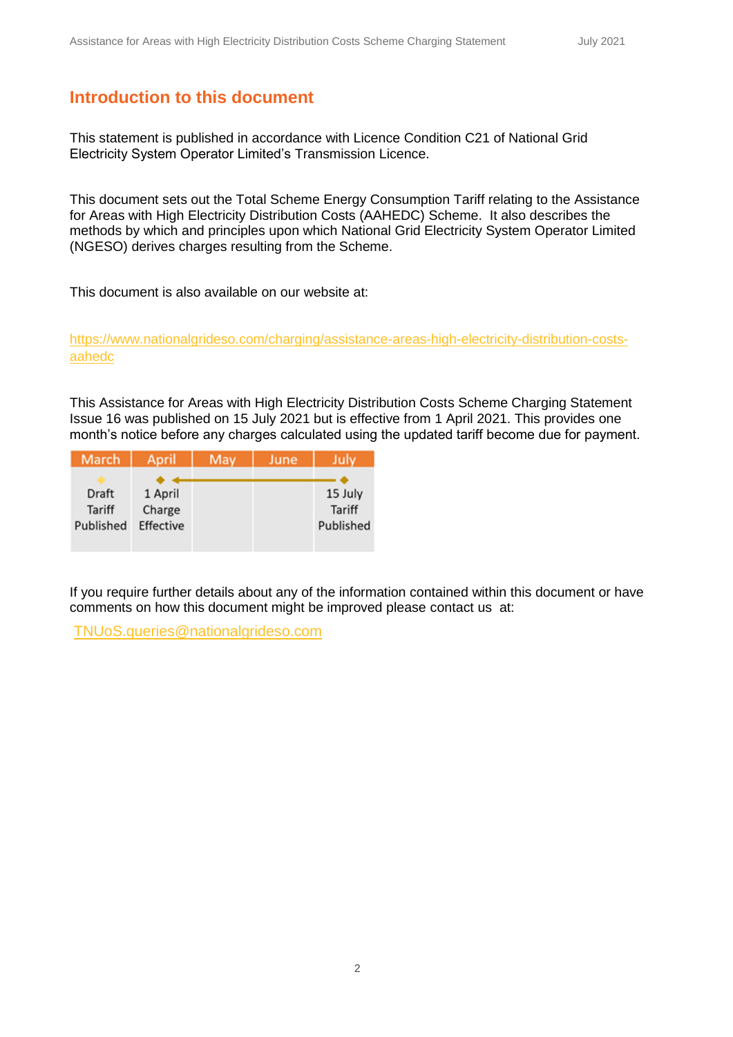## Introduction to this document

This statement is published in accordance with Licence Condition C21 of National Grid Electricity System Operator Limited's Transmission Licence.

This document sets out the Total Scheme Energy Consumption Tariff relating to the Assistance for Areas with High Electricity Distribution Costs (AAHEDC) Scheme. It also describes the methods by which and principles upon which National Grid Electricity System Operator Limited (NGESO) derives charges resulting from the Scheme.

This document is also available on our website at:

https://www.nationalgrideso.com/charging/assistance-areas-high-electricity-distribution-costs-aahedc

This Assistance for Areas with High Electricity Distribution Costs Scheme Charging Statement Issue 16 was published on 15 July 2021 but is effective from 1 April 2021. This provides one month's notice before any charges calculated using the updated tariff become due for payment.

| March | April | May | June | July |
|---|---|---|---|---|
| Draft Tariff Published | 1 April Charge Effective | | | 15 July Tariff Published |

If you require further details about any of the information contained within this document or have comments on how this document might be improved please contact us at:

TNUoS.queries@nationalgrideso.com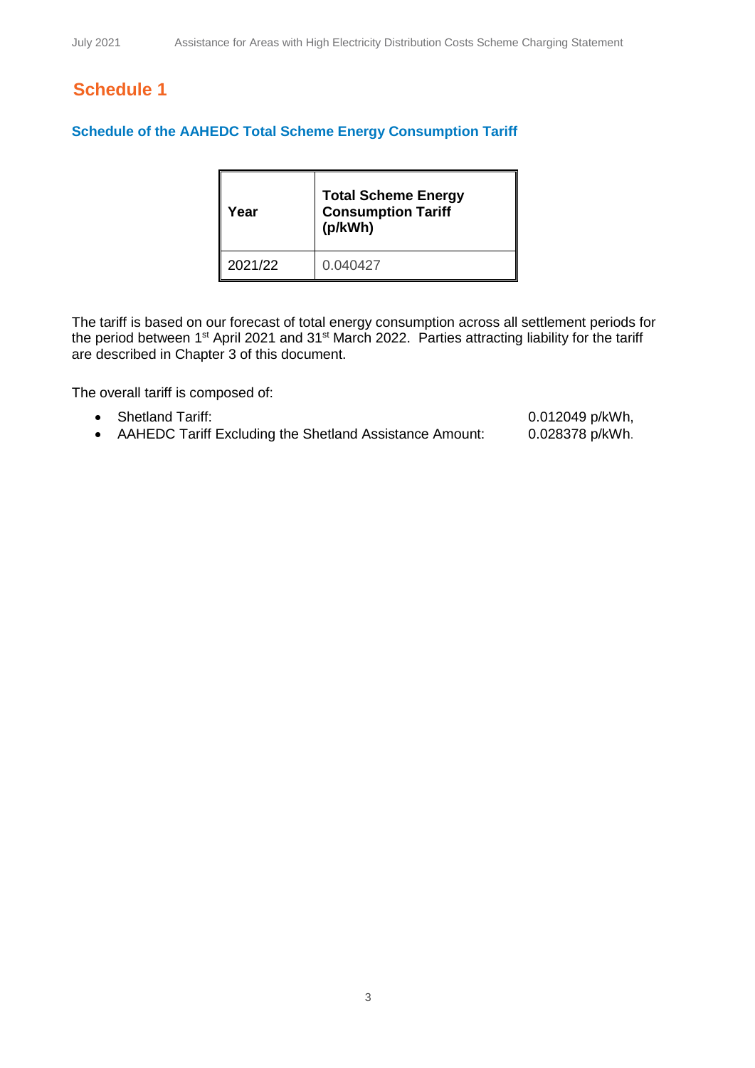# Schedule 1

### Schedule of the AAHEDC Total Scheme Energy Consumption Tariff

| Year | Total Scheme Energy Consumption Tariff (p/kWh) |
|---|---|
| 2021/22 | 0.040427 |

The tariff is based on our forecast of total energy consumption across all settlement periods for the period between 1st April 2021 and 31st March 2022. Parties attracting liability for the tariff are described in Chapter 3 of this document.

The overall tariff is composed of:

- Shetland Tariff: 0.012049 p/kWh,
- AAHEDC Tariff Excluding the Shetland Assistance Amount: 0.028378 p/kWh.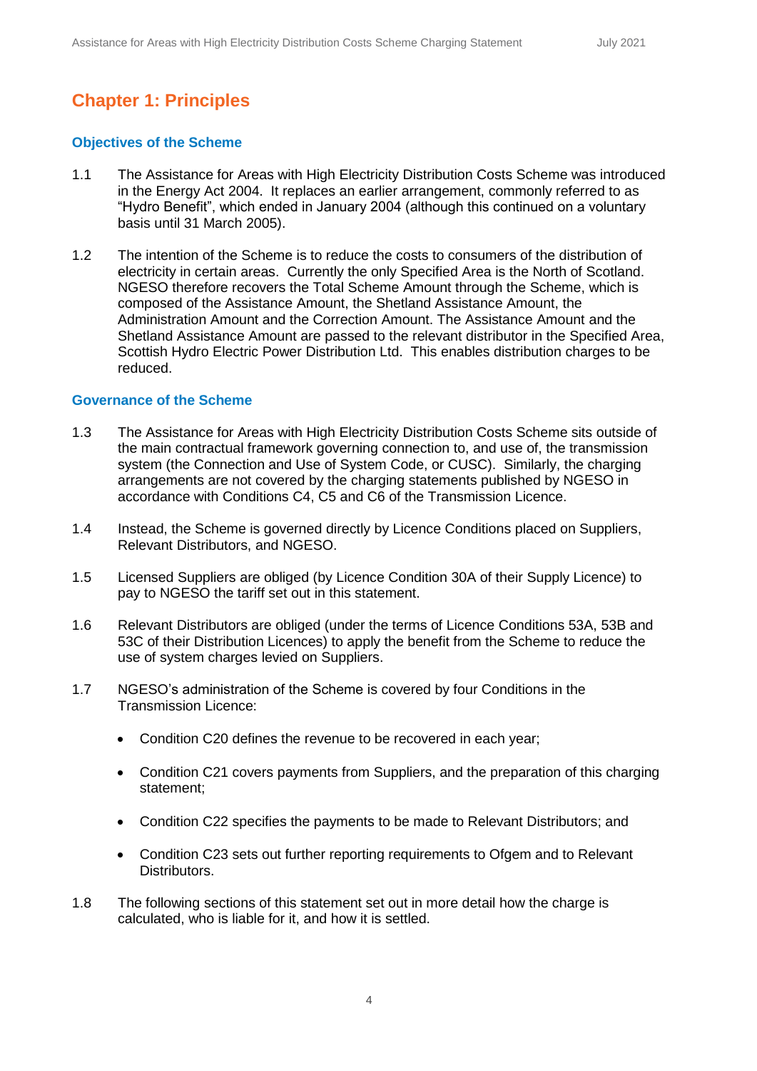# Chapter 1: Principles

## Objectives of the Scheme

1.1 The Assistance for Areas with High Electricity Distribution Costs Scheme was introduced in the Energy Act 2004. It replaces an earlier arrangement, commonly referred to as "Hydro Benefit", which ended in January 2004 (although this continued on a voluntary basis until 31 March 2005).

1.2 The intention of the Scheme is to reduce the costs to consumers of the distribution of electricity in certain areas. Currently the only Specified Area is the North of Scotland. NGESO therefore recovers the Total Scheme Amount through the Scheme, which is composed of the Assistance Amount, the Shetland Assistance Amount, the Administration Amount and the Correction Amount. The Assistance Amount and the Shetland Assistance Amount are passed to the relevant distributor in the Specified Area, Scottish Hydro Electric Power Distribution Ltd. This enables distribution charges to be reduced.

## Governance of the Scheme

1.3 The Assistance for Areas with High Electricity Distribution Costs Scheme sits outside of the main contractual framework governing connection to, and use of, the transmission system (the Connection and Use of System Code, or CUSC). Similarly, the charging arrangements are not covered by the charging statements published by NGESO in accordance with Conditions C4, C5 and C6 of the Transmission Licence.

1.4 Instead, the Scheme is governed directly by Licence Conditions placed on Suppliers, Relevant Distributors, and NGESO.

1.5 Licensed Suppliers are obliged (by Licence Condition 30A of their Supply Licence) to pay to NGESO the tariff set out in this statement.

1.6 Relevant Distributors are obliged (under the terms of Licence Conditions 53A, 53B and 53C of their Distribution Licences) to apply the benefit from the Scheme to reduce the use of system charges levied on Suppliers.

1.7 NGESO's administration of the Scheme is covered by four Conditions in the Transmission Licence:

- Condition C20 defines the revenue to be recovered in each year;
- Condition C21 covers payments from Suppliers, and the preparation of this charging statement;
- Condition C22 specifies the payments to be made to Relevant Distributors; and
- Condition C23 sets out further reporting requirements to Ofgem and to Relevant Distributors.

1.8 The following sections of this statement set out in more detail how the charge is calculated, who is liable for it, and how it is settled.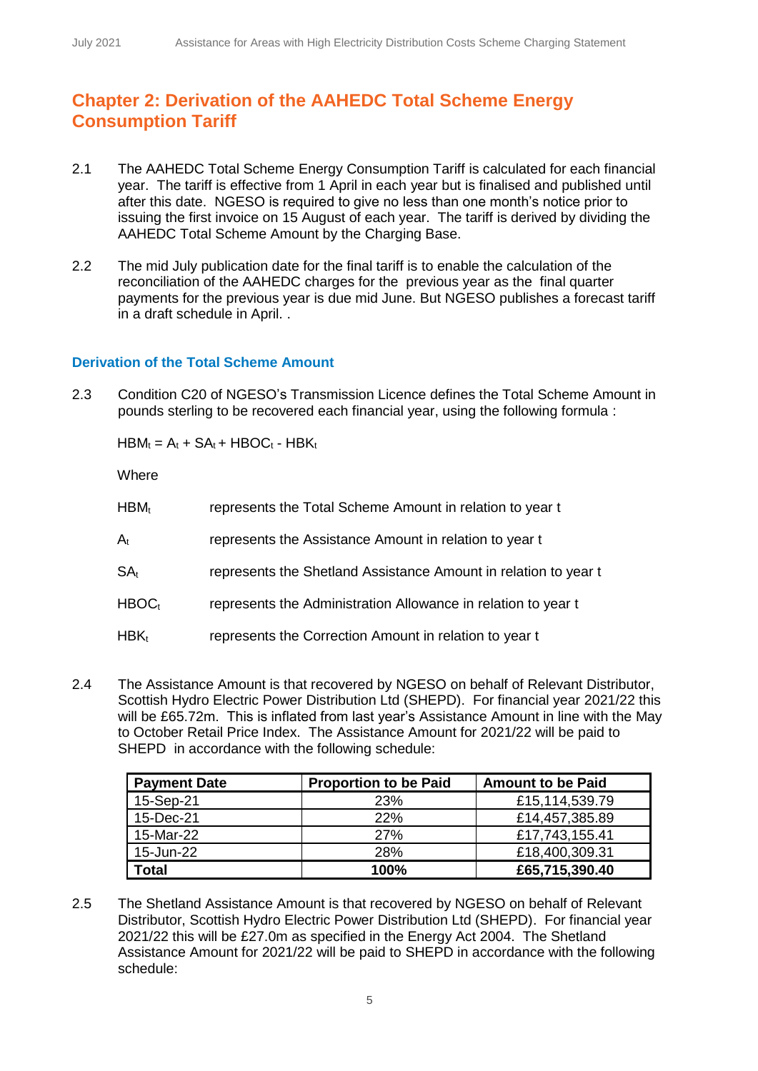## Chapter 2: Derivation of the AAHEDC Total Scheme Energy Consumption Tariff

2.1 The AAHEDC Total Scheme Energy Consumption Tariff is calculated for each financial year. The tariff is effective from 1 April in each year but is finalised and published until after this date. NGESO is required to give no less than one month's notice prior to issuing the first invoice on 15 August of each year. The tariff is derived by dividing the AAHEDC Total Scheme Amount by the Charging Base.

2.2 The mid July publication date for the final tariff is to enable the calculation of the reconciliation of the AAHEDC charges for the previous year as the final quarter payments for the previous year is due mid June. But NGESO publishes a forecast tariff in a draft schedule in April. .

### Derivation of the Total Scheme Amount

2.3 Condition C20 of NGESO's Transmission Licence defines the Total Scheme Amount in pounds sterling to be recovered each financial year, using the following formula :

$$HBM_t = A_t + SA_t + HBOC_t - HBK_t$$

Where

| | |
|---|---|
| $HBM_t$ | represents the Total Scheme Amount in relation to year t |
| $A_t$ | represents the Assistance Amount in relation to year t |
| $SA_t$ | represents the Shetland Assistance Amount in relation to year t |
| $HBOC_t$ | represents the Administration Allowance in relation to year t |
| $HBK_t$ | represents the Correction Amount in relation to year t |

2.4 The Assistance Amount is that recovered by NGESO on behalf of Relevant Distributor, Scottish Hydro Electric Power Distribution Ltd (SHEPD). For financial year 2021/22 this will be £65.72m. This is inflated from last year's Assistance Amount in line with the May to October Retail Price Index. The Assistance Amount for 2021/22 will be paid to SHEPD in accordance with the following schedule:

| Payment Date | Proportion to be Paid | Amount to be Paid |
|---|---|---|
| 15-Sep-21 | 23% | £15,114,539.79 |
| 15-Dec-21 | 22% | £14,457,385.89 |
| 15-Mar-22 | 27% | £17,743,155.41 |
| 15-Jun-22 | 28% | £18,400,309.31 |
| **Total** | **100%** | **£65,715,390.40** |

2.5 The Shetland Assistance Amount is that recovered by NGESO on behalf of Relevant Distributor, Scottish Hydro Electric Power Distribution Ltd (SHEPD). For financial year 2021/22 this will be £27.0m as specified in the Energy Act 2004. The Shetland Assistance Amount for 2021/22 will be paid to SHEPD in accordance with the following schedule: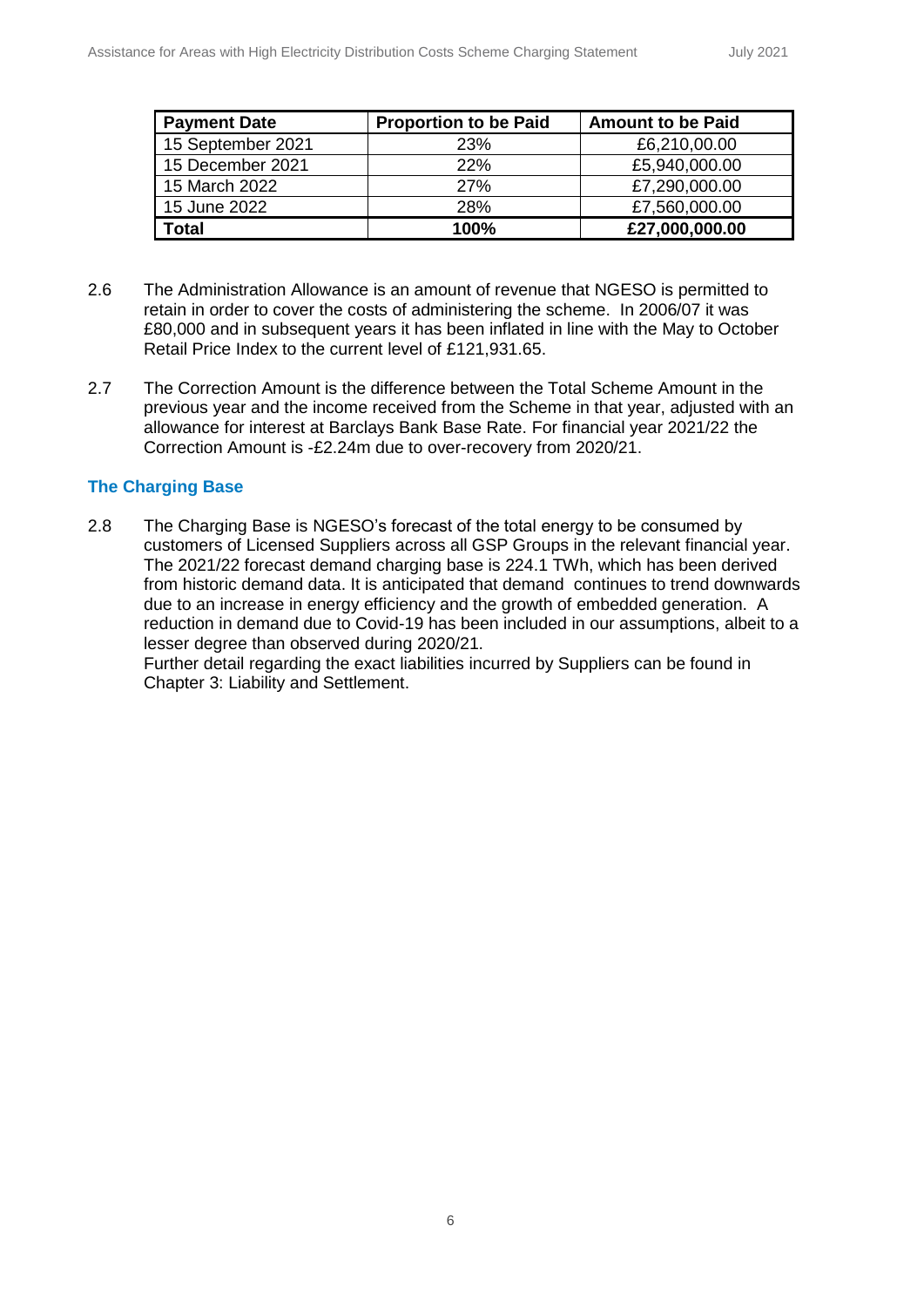| Payment Date | Proportion to be Paid | Amount to be Paid |
| --- | --- | --- |
| 15 September 2021 | 23% | £6,210,00.00 |
| 15 December 2021 | 22% | £5,940,000.00 |
| 15 March 2022 | 27% | £7,290,000.00 |
| 15 June 2022 | 28% | £7,560,000.00 |
| **Total** | **100%** | **£27,000,000.00** |

2.6 The Administration Allowance is an amount of revenue that NGESO is permitted to retain in order to cover the costs of administering the scheme. In 2006/07 it was £80,000 and in subsequent years it has been inflated in line with the May to October Retail Price Index to the current level of £121,931.65.

2.7 The Correction Amount is the difference between the Total Scheme Amount in the previous year and the income received from the Scheme in that year, adjusted with an allowance for interest at Barclays Bank Base Rate. For financial year 2021/22 the Correction Amount is -£2.24m due to over-recovery from 2020/21.

### The Charging Base

2.8 The Charging Base is NGESO's forecast of the total energy to be consumed by customers of Licensed Suppliers across all GSP Groups in the relevant financial year. The 2021/22 forecast demand charging base is 224.1 TWh, which has been derived from historic demand data. It is anticipated that demand continues to trend downwards due to an increase in energy efficiency and the growth of embedded generation. A reduction in demand due to Covid-19 has been included in our assumptions, albeit to a lesser degree than observed during 2020/21.
Further detail regarding the exact liabilities incurred by Suppliers can be found in Chapter 3: Liability and Settlement.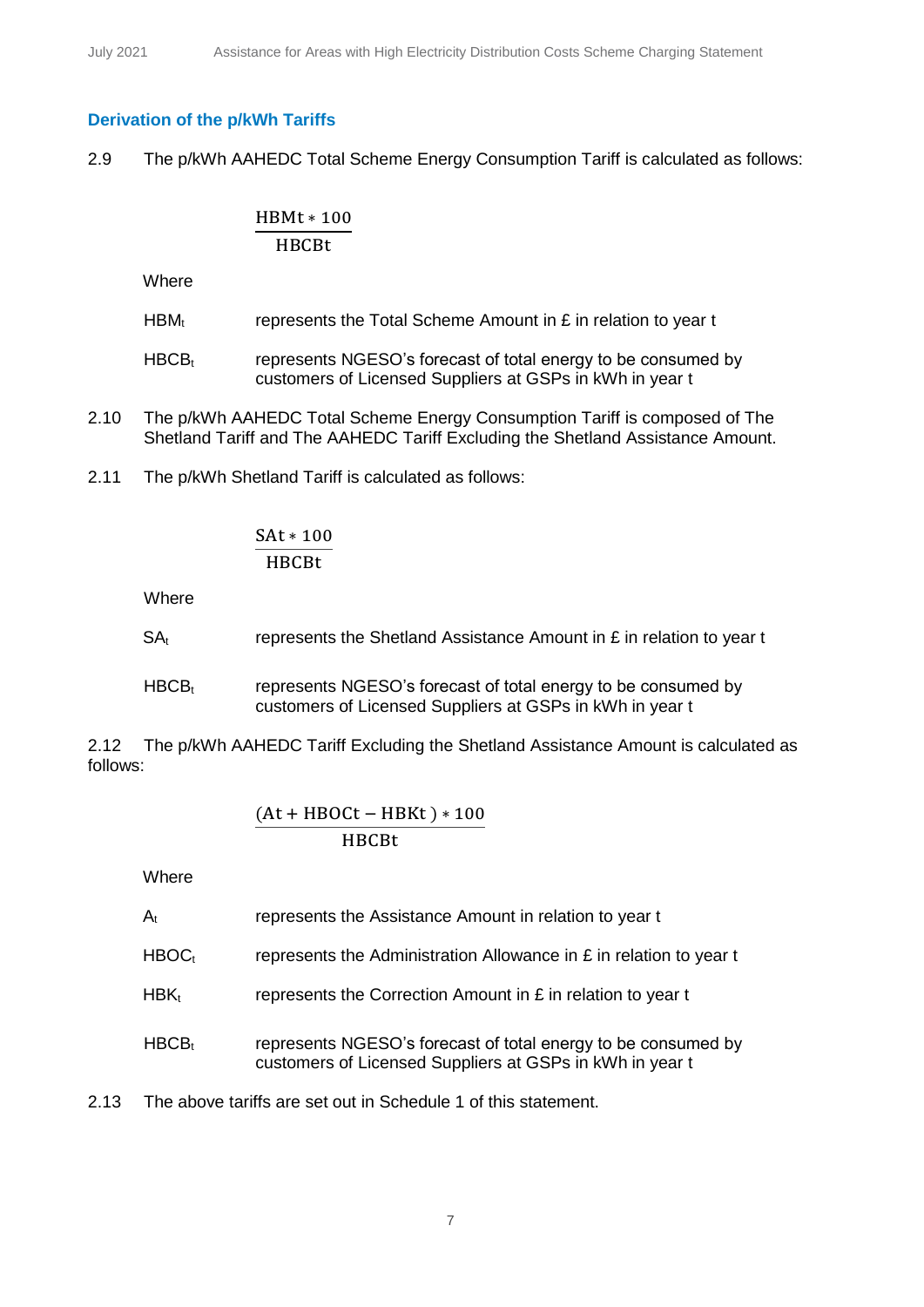### Derivation of the p/kWh Tariffs

2.9 The p/kWh AAHEDC Total Scheme Energy Consumption Tariff is calculated as follows:

$$\frac{HBMt * 100}{HBCBt}$$

Where

$HBM_t$ represents the Total Scheme Amount in £ in relation to year t

$HBCB_t$ represents NGESO's forecast of total energy to be consumed by customers of Licensed Suppliers at GSPs in kWh in year t

2.10 The p/kWh AAHEDC Total Scheme Energy Consumption Tariff is composed of The Shetland Tariff and The AAHEDC Tariff Excluding the Shetland Assistance Amount.

2.11 The p/kWh Shetland Tariff is calculated as follows:

$$\frac{SAt * 100}{HBCBt}$$

Where

$SA_t$ represents the Shetland Assistance Amount in £ in relation to year t

$HBCB_t$ represents NGESO's forecast of total energy to be consumed by customers of Licensed Suppliers at GSPs in kWh in year t

2.12 The p/kWh AAHEDC Tariff Excluding the Shetland Assistance Amount is calculated as follows:

$$\frac{(At + HBOCt - HBKt) * 100}{HBCBt}$$

Where

$A_t$ represents the Assistance Amount in relation to year t

$HBOC_t$ represents the Administration Allowance in £ in relation to year t

$HBK_t$ represents the Correction Amount in £ in relation to year t

$HBCB_t$ represents NGESO's forecast of total energy to be consumed by customers of Licensed Suppliers at GSPs in kWh in year t

2.13 The above tariffs are set out in Schedule 1 of this statement.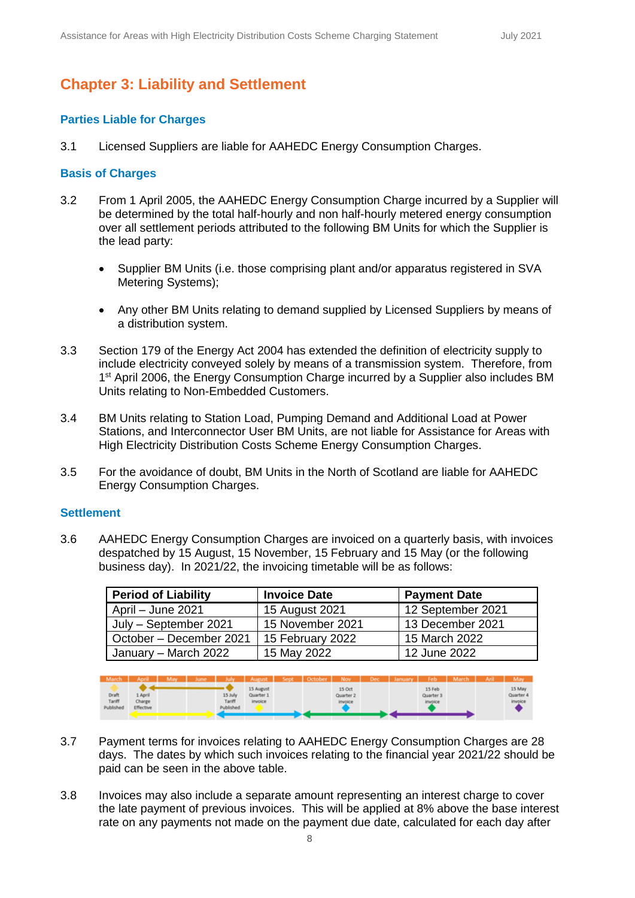## Chapter 3: Liability and Settlement

### Parties Liable for Charges

3.1 Licensed Suppliers are liable for AAHEDC Energy Consumption Charges.

### Basis of Charges

3.2 From 1 April 2005, the AAHEDC Energy Consumption Charge incurred by a Supplier will be determined by the total half-hourly and non half-hourly metered energy consumption over all settlement periods attributed to the following BM Units for which the Supplier is the lead party:

- Supplier BM Units (i.e. those comprising plant and/or apparatus registered in SVA Metering Systems);
- Any other BM Units relating to demand supplied by Licensed Suppliers by means of a distribution system.

3.3 Section 179 of the Energy Act 2004 has extended the definition of electricity supply to include electricity conveyed solely by means of a transmission system. Therefore, from 1st April 2006, the Energy Consumption Charge incurred by a Supplier also includes BM Units relating to Non-Embedded Customers.

3.4 BM Units relating to Station Load, Pumping Demand and Additional Load at Power Stations, and Interconnector User BM Units, are not liable for Assistance for Areas with High Electricity Distribution Costs Scheme Energy Consumption Charges.

3.5 For the avoidance of doubt, BM Units in the North of Scotland are liable for AAHEDC Energy Consumption Charges.

### Settlement

3.6 AAHEDC Energy Consumption Charges are invoiced on a quarterly basis, with invoices despatched by 15 August, 15 November, 15 February and 15 May (or the following business day). In 2021/22, the invoicing timetable will be as follows:

| Period of Liability | Invoice Date | Payment Date |
|---|---|---|
| April – June 2021 | 15 August 2021 | 12 September 2021 |
| July – September 2021 | 15 November 2021 | 13 December 2021 |
| October – December 2021 | 15 February 2022 | 15 March 2022 |
| January – March 2022 | 15 May 2022 | 12 June 2022 |

| March | April | May | June | July | August | Sept | October | Nov | Dec | January | Feb | March | Aril | May |
|---|---|---|---|---|---|---|---|---|---|---|---|---|---|---|
| Draft Tariff Published | 1 April Charge Effective | | | 15 July Tariff Published | 15 August Quarter 1 invoice | | | 15 Oct Quarter 2 invoice | | | 15 Feb Quarter 3 invoice | | | 15 May Quarter 4 invoice |

3.7 Payment terms for invoices relating to AAHEDC Energy Consumption Charges are 28 days. The dates by which such invoices relating to the financial year 2021/22 should be paid can be seen in the above table.

3.8 Invoices may also include a separate amount representing an interest charge to cover the late payment of previous invoices. This will be applied at 8% above the base interest rate on any payments not made on the payment due date, calculated for each day after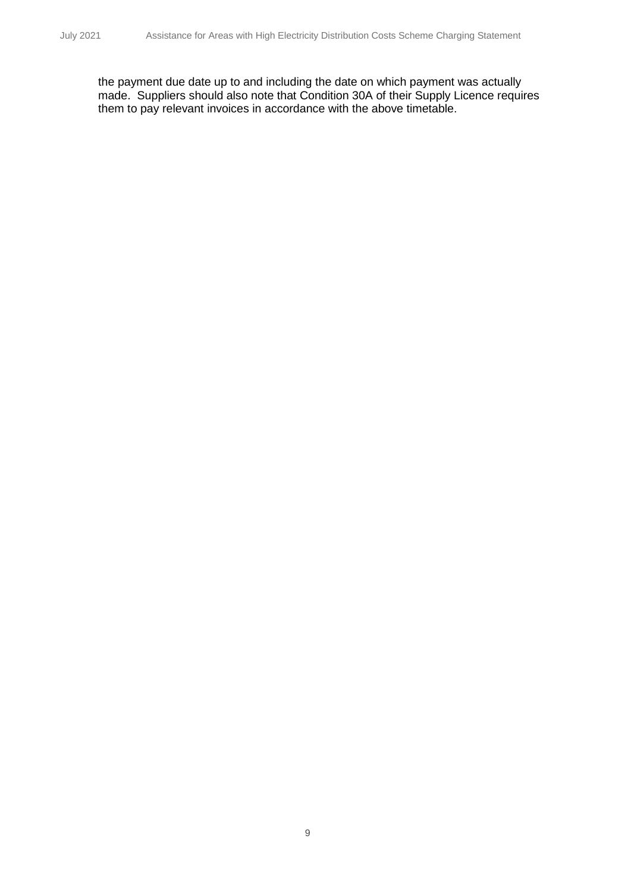the payment due date up to and including the date on which payment was actually made. Suppliers should also note that Condition 30A of their Supply Licence requires them to pay relevant invoices in accordance with the above timetable.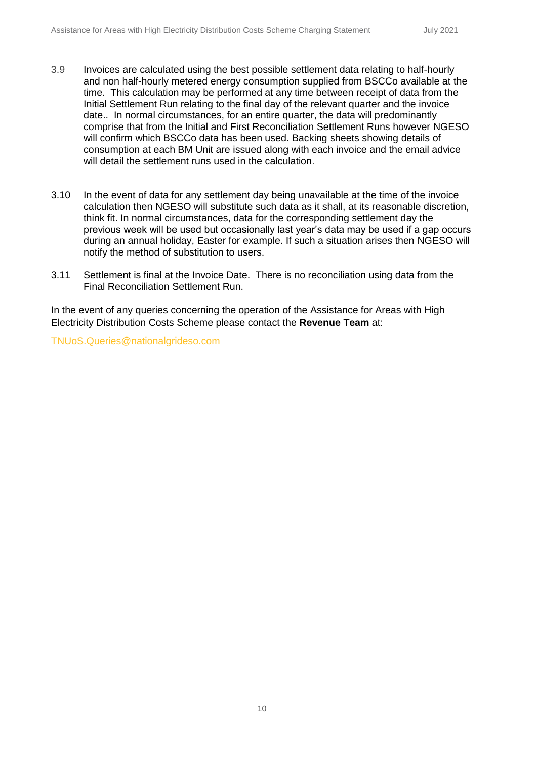3.9 Invoices are calculated using the best possible settlement data relating to half-hourly and non half-hourly metered energy consumption supplied from BSCCo available at the time. This calculation may be performed at any time between receipt of data from the Initial Settlement Run relating to the final day of the relevant quarter and the invoice date.. In normal circumstances, for an entire quarter, the data will predominantly comprise that from the Initial and First Reconciliation Settlement Runs however NGESO will confirm which BSCCo data has been used. Backing sheets showing details of consumption at each BM Unit are issued along with each invoice and the email advice will detail the settlement runs used in the calculation.

3.10 In the event of data for any settlement day being unavailable at the time of the invoice calculation then NGESO will substitute such data as it shall, at its reasonable discretion, think fit. In normal circumstances, data for the corresponding settlement day the previous week will be used but occasionally last year's data may be used if a gap occurs during an annual holiday, Easter for example. If such a situation arises then NGESO will notify the method of substitution to users.

3.11 Settlement is final at the Invoice Date. There is no reconciliation using data from the Final Reconciliation Settlement Run.

In the event of any queries concerning the operation of the Assistance for Areas with High Electricity Distribution Costs Scheme please contact the **Revenue Team** at:

TNUoS.Queries@nationalgrideso.com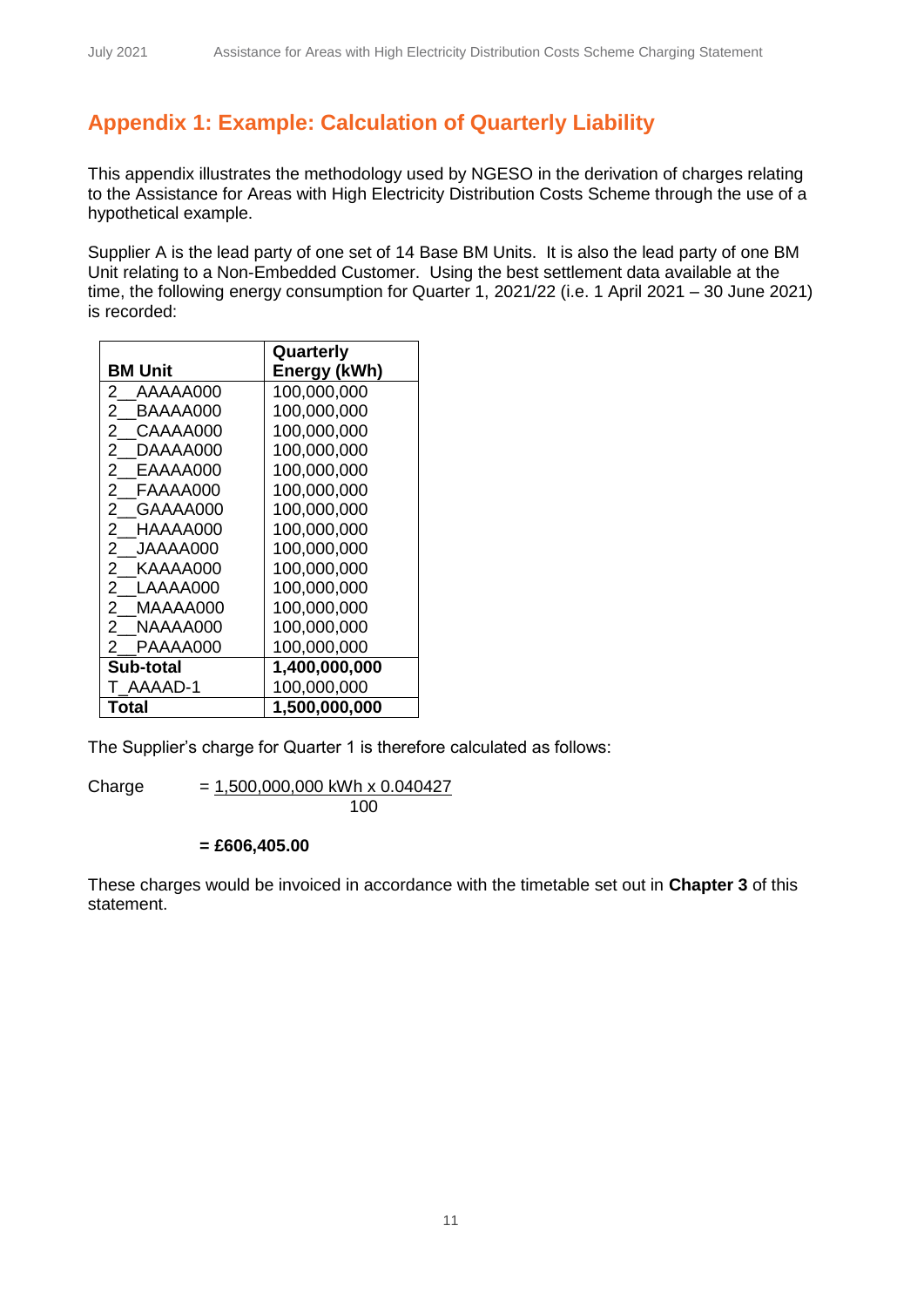## Appendix 1: Example: Calculation of Quarterly Liability

This appendix illustrates the methodology used by NGESO in the derivation of charges relating to the Assistance for Areas with High Electricity Distribution Costs Scheme through the use of a hypothetical example.

Supplier A is the lead party of one set of 14 Base BM Units. It is also the lead party of one BM Unit relating to a Non-Embedded Customer. Using the best settlement data available at the time, the following energy consumption for Quarter 1, 2021/22 (i.e. 1 April 2021 – 30 June 2021) is recorded:

| BM Unit | Quarterly Energy (kWh) |
|---|---|
| 2__AAAAA000 | 100,000,000 |
| 2__BAAAA000 | 100,000,000 |
| 2__CAAAA000 | 100,000,000 |
| 2__DAAAA000 | 100,000,000 |
| 2__EAAAA000 | 100,000,000 |
| 2__FAAAA000 | 100,000,000 |
| 2__GAAAA000 | 100,000,000 |
| 2__HAAAA000 | 100,000,000 |
| 2__JAAAA000 | 100,000,000 |
| 2__KAAAA000 | 100,000,000 |
| 2__LAAAA000 | 100,000,000 |
| 2__MAAAA000 | 100,000,000 |
| 2__NAAAA000 | 100,000,000 |
| 2__PAAAA000 | 100,000,000 |
| **Sub-total** | **1,400,000,000** |
| T_AAAAD-1 | 100,000,000 |
| **Total** | **1,500,000,000** |

The Supplier's charge for Quarter 1 is therefore calculated as follows:

$$\text{Charge} = \frac{1{,}500{,}000{,}000 \text{ kWh} \times 0.040427}{100}$$

**= £606,405.00**

These charges would be invoiced in accordance with the timetable set out in **Chapter 3** of this statement.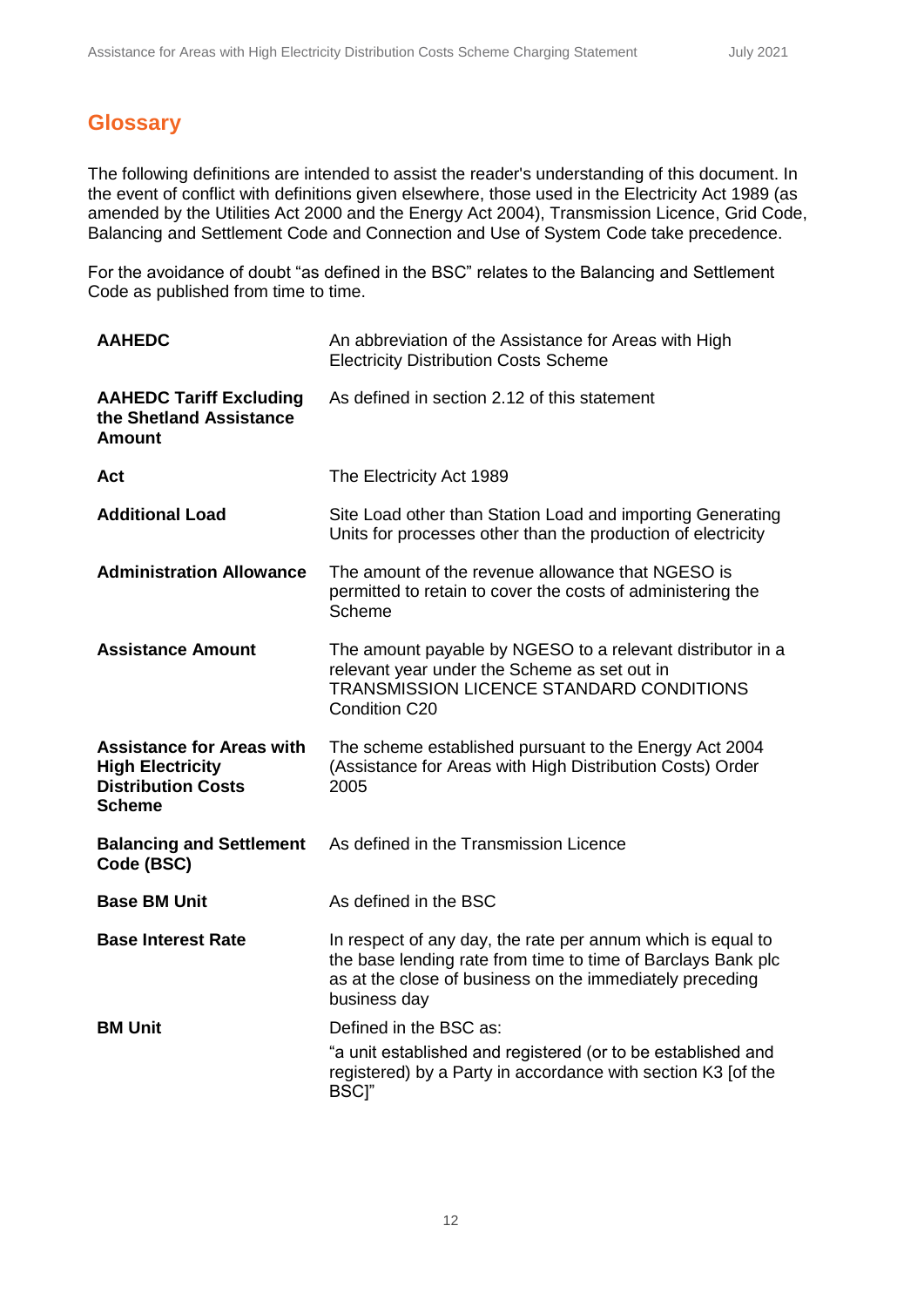## Glossary

The following definitions are intended to assist the reader's understanding of this document. In the event of conflict with definitions given elsewhere, those used in the Electricity Act 1989 (as amended by the Utilities Act 2000 and the Energy Act 2004), Transmission Licence, Grid Code, Balancing and Settlement Code and Connection and Use of System Code take precedence.

For the avoidance of doubt "as defined in the BSC" relates to the Balancing and Settlement Code as published from time to time.

| | |
|---|---|
| **AAHEDC** | An abbreviation of the Assistance for Areas with High Electricity Distribution Costs Scheme |
| **AAHEDC Tariff Excluding the Shetland Assistance Amount** | As defined in section 2.12 of this statement |
| **Act** | The Electricity Act 1989 |
| **Additional Load** | Site Load other than Station Load and importing Generating Units for processes other than the production of electricity |
| **Administration Allowance** | The amount of the revenue allowance that NGESO is permitted to retain to cover the costs of administering the Scheme |
| **Assistance Amount** | The amount payable by NGESO to a relevant distributor in a relevant year under the Scheme as set out in TRANSMISSION LICENCE STANDARD CONDITIONS Condition C20 |
| **Assistance for Areas with High Electricity Distribution Costs Scheme** | The scheme established pursuant to the Energy Act 2004 (Assistance for Areas with High Distribution Costs) Order 2005 |
| **Balancing and Settlement Code (BSC)** | As defined in the Transmission Licence |
| **Base BM Unit** | As defined in the BSC |
| **Base Interest Rate** | In respect of any day, the rate per annum which is equal to the base lending rate from time to time of Barclays Bank plc as at the close of business on the immediately preceding business day |
| **BM Unit** | Defined in the BSC as: "a unit established and registered (or to be established and registered) by a Party in accordance with section K3 [of the BSC]" |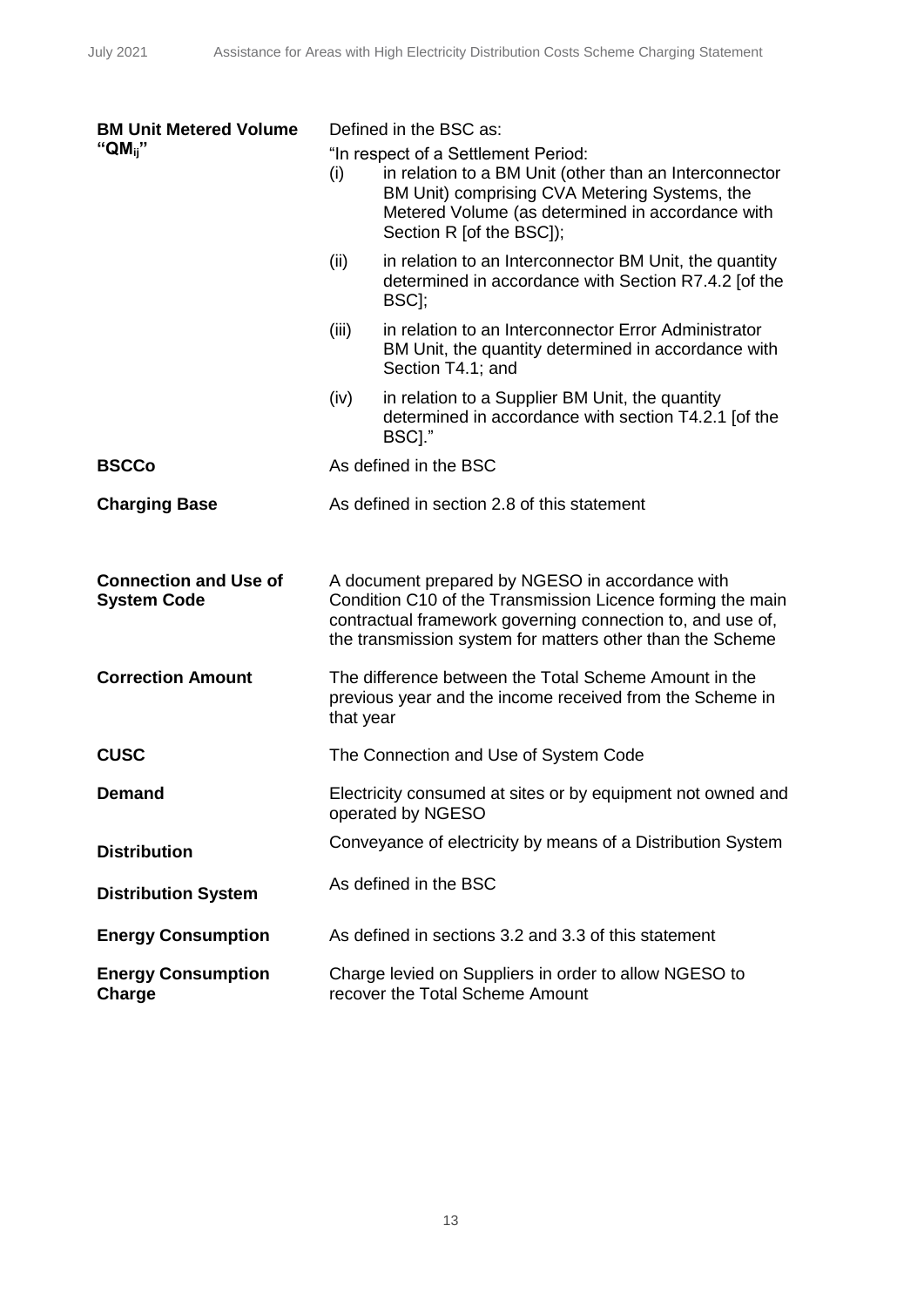| | |
|---|---|
| **BM Unit Metered Volume "$QM_{ij}$"** | Defined in the BSC as:<br>"In respect of a Settlement Period:<br>(i) in relation to a BM Unit (other than an Interconnector BM Unit) comprising CVA Metering Systems, the Metered Volume (as determined in accordance with Section R [of the BSC]);<br>(ii) in relation to an Interconnector BM Unit, the quantity determined in accordance with Section R7.4.2 [of the BSC];<br>(iii) in relation to an Interconnector Error Administrator BM Unit, the quantity determined in accordance with Section T4.1; and<br>(iv) in relation to a Supplier BM Unit, the quantity determined in accordance with section T4.2.1 [of the BSC]." |
| **BSCCo** | As defined in the BSC |
| **Charging Base** | As defined in section 2.8 of this statement |
| **Connection and Use of System Code** | A document prepared by NGESO in accordance with Condition C10 of the Transmission Licence forming the main contractual framework governing connection to, and use of, the transmission system for matters other than the Scheme |
| **Correction Amount** | The difference between the Total Scheme Amount in the previous year and the income received from the Scheme in that year |
| **CUSC** | The Connection and Use of System Code |
| **Demand** | Electricity consumed at sites or by equipment not owned and operated by NGESO |
| **Distribution** | Conveyance of electricity by means of a Distribution System |
| **Distribution System** | As defined in the BSC |
| **Energy Consumption** | As defined in sections 3.2 and 3.3 of this statement |
| **Energy Consumption Charge** | Charge levied on Suppliers in order to allow NGESO to recover the Total Scheme Amount |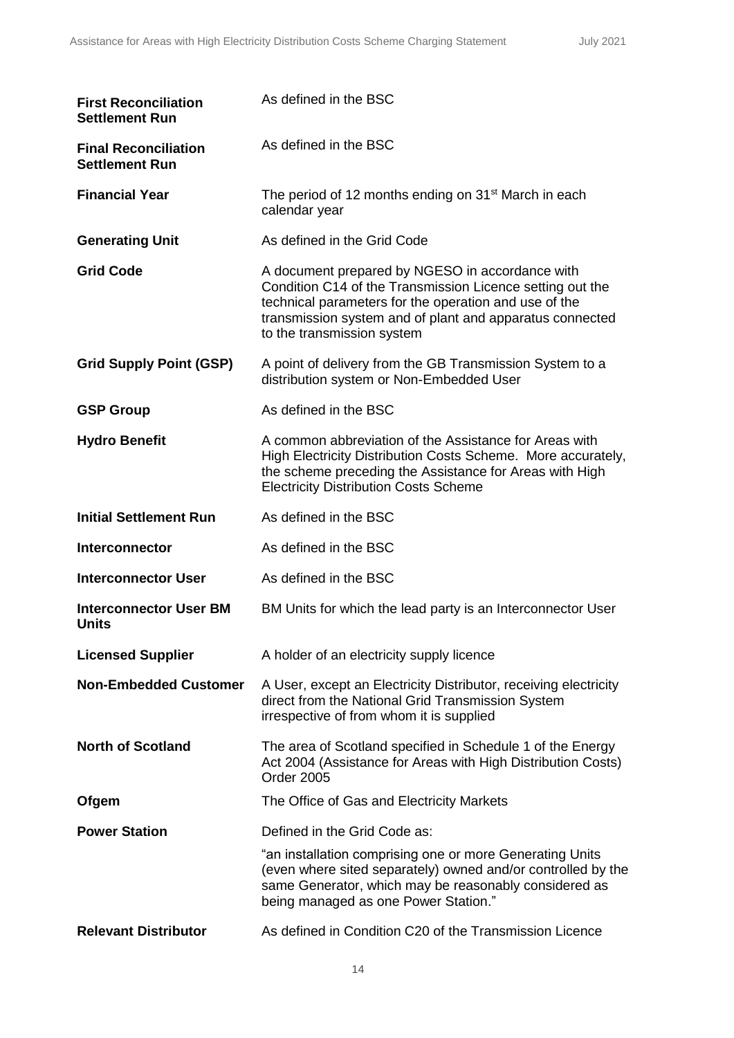| | |
|---|---|
| **First Reconciliation Settlement Run** | As defined in the BSC |
| **Final Reconciliation Settlement Run** | As defined in the BSC |
| **Financial Year** | The period of 12 months ending on 31st March in each calendar year |
| **Generating Unit** | As defined in the Grid Code |
| **Grid Code** | A document prepared by NGESO in accordance with Condition C14 of the Transmission Licence setting out the technical parameters for the operation and use of the transmission system and of plant and apparatus connected to the transmission system |
| **Grid Supply Point (GSP)** | A point of delivery from the GB Transmission System to a distribution system or Non-Embedded User |
| **GSP Group** | As defined in the BSC |
| **Hydro Benefit** | A common abbreviation of the Assistance for Areas with High Electricity Distribution Costs Scheme. More accurately, the scheme preceding the Assistance for Areas with High Electricity Distribution Costs Scheme |
| **Initial Settlement Run** | As defined in the BSC |
| **Interconnector** | As defined in the BSC |
| **Interconnector User** | As defined in the BSC |
| **Interconnector User BM Units** | BM Units for which the lead party is an Interconnector User |
| **Licensed Supplier** | A holder of an electricity supply licence |
| **Non-Embedded Customer** | A User, except an Electricity Distributor, receiving electricity direct from the National Grid Transmission System irrespective of from whom it is supplied |
| **North of Scotland** | The area of Scotland specified in Schedule 1 of the Energy Act 2004 (Assistance for Areas with High Distribution Costs) Order 2005 |
| **Ofgem** | The Office of Gas and Electricity Markets |
| **Power Station** | Defined in the Grid Code as: "an installation comprising one or more Generating Units (even where sited separately) owned and/or controlled by the same Generator, which may be reasonably considered as being managed as one Power Station." |
| **Relevant Distributor** | As defined in Condition C20 of the Transmission Licence |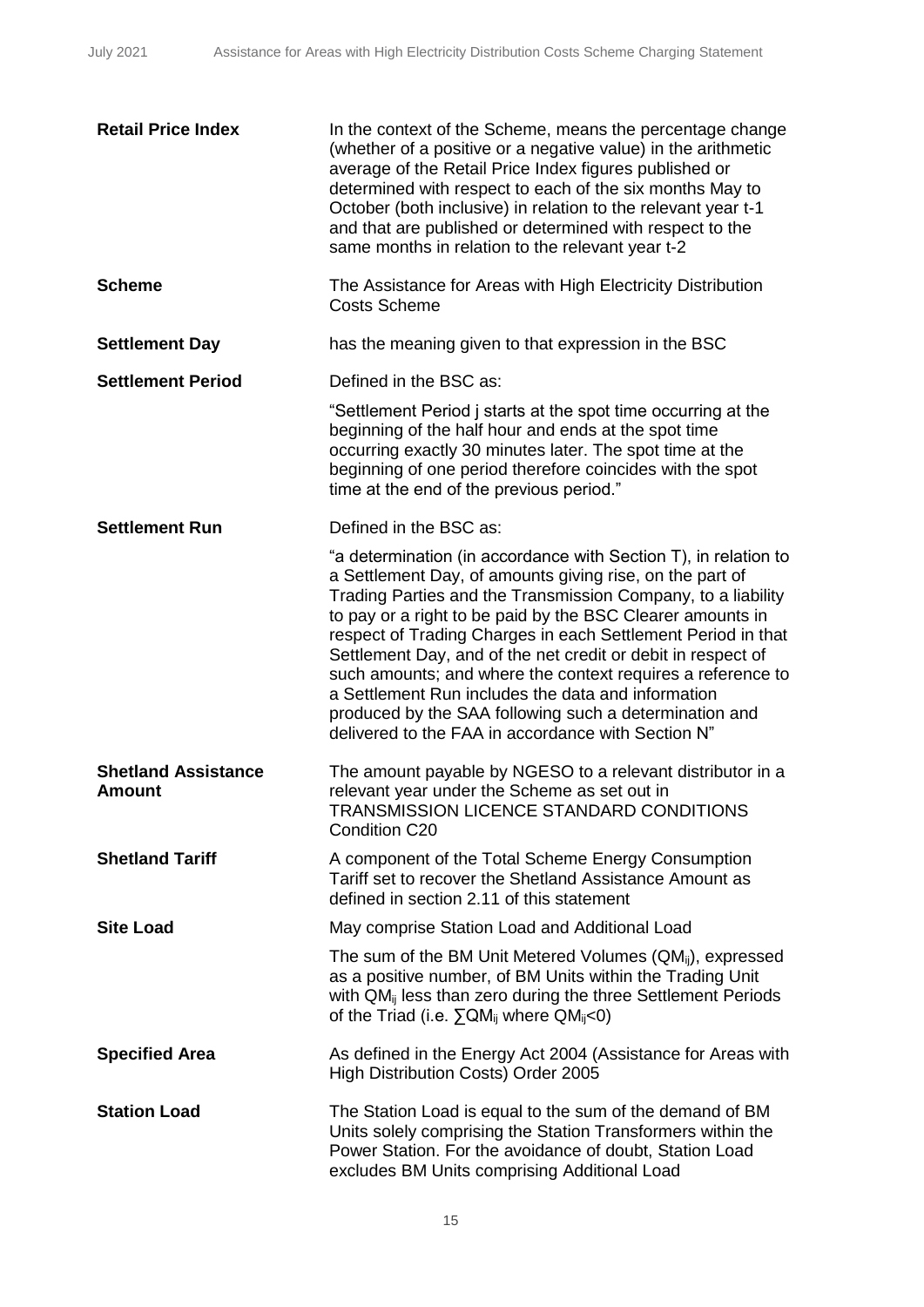| | |
|---|---|
| **Retail Price Index** | In the context of the Scheme, means the percentage change (whether of a positive or a negative value) in the arithmetic average of the Retail Price Index figures published or determined with respect to each of the six months May to October (both inclusive) in relation to the relevant year t-1 and that are published or determined with respect to the same months in relation to the relevant year t-2 |
| **Scheme** | The Assistance for Areas with High Electricity Distribution Costs Scheme |
| **Settlement Day** | has the meaning given to that expression in the BSC |
| **Settlement Period** | Defined in the BSC as:<br><br>"Settlement Period j starts at the spot time occurring at the beginning of the half hour and ends at the spot time occurring exactly 30 minutes later. The spot time at the beginning of one period therefore coincides with the spot time at the end of the previous period." |
| **Settlement Run** | Defined in the BSC as:<br><br>"a determination (in accordance with Section T), in relation to a Settlement Day, of amounts giving rise, on the part of Trading Parties and the Transmission Company, to a liability to pay or a right to be paid by the BSC Clearer amounts in respect of Trading Charges in each Settlement Period in that Settlement Day, and of the net credit or debit in respect of such amounts; and where the context requires a reference to a Settlement Run includes the data and information produced by the SAA following such a determination and delivered to the FAA in accordance with Section N" |
| **Shetland Assistance Amount** | The amount payable by NGESO to a relevant distributor in a relevant year under the Scheme as set out in TRANSMISSION LICENCE STANDARD CONDITIONS Condition C20 |
| **Shetland Tariff** | A component of the Total Scheme Energy Consumption Tariff set to recover the Shetland Assistance Amount as defined in section 2.11 of this statement |
| **Site Load** | May comprise Station Load and Additional Load<br><br>The sum of the BM Unit Metered Volumes ($QM_{ij}$), expressed as a positive number, of BM Units within the Trading Unit with $QM_{ij}$ less than zero during the three Settlement Periods of the Triad (i.e. $\sum QM_{ij}$ where $QM_{ij}<0$) |
| **Specified Area** | As defined in the Energy Act 2004 (Assistance for Areas with High Distribution Costs) Order 2005 |
| **Station Load** | The Station Load is equal to the sum of the demand of BM Units solely comprising the Station Transformers within the Power Station. For the avoidance of doubt, Station Load excludes BM Units comprising Additional Load |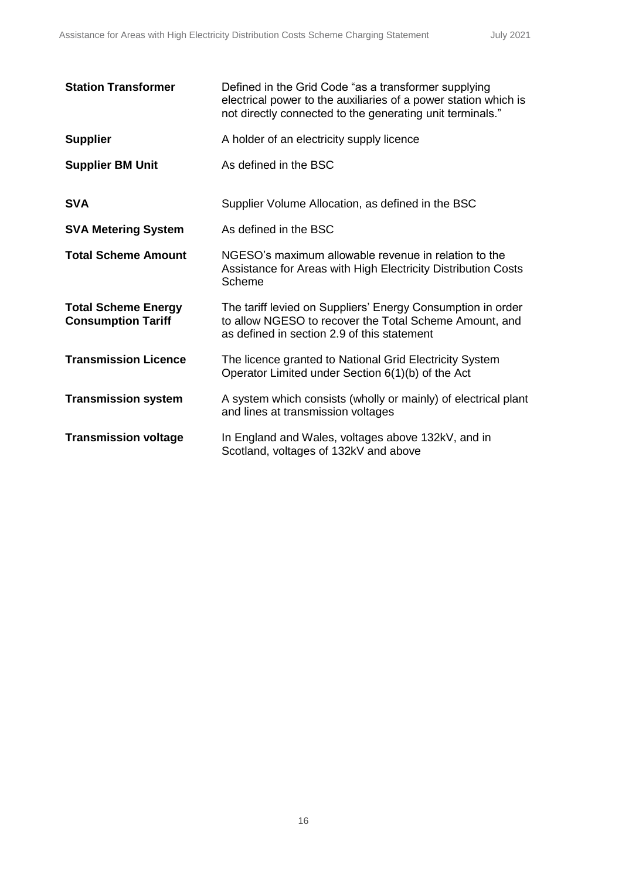| | |
|---|---|
| **Station Transformer** | Defined in the Grid Code "as a transformer supplying electrical power to the auxiliaries of a power station which is not directly connected to the generating unit terminals." |
| **Supplier** | A holder of an electricity supply licence |
| **Supplier BM Unit** | As defined in the BSC |
| **SVA** | Supplier Volume Allocation, as defined in the BSC |
| **SVA Metering System** | As defined in the BSC |
| **Total Scheme Amount** | NGESO's maximum allowable revenue in relation to the Assistance for Areas with High Electricity Distribution Costs Scheme |
| **Total Scheme Energy Consumption Tariff** | The tariff levied on Suppliers' Energy Consumption in order to allow NGESO to recover the Total Scheme Amount, and as defined in section 2.9 of this statement |
| **Transmission Licence** | The licence granted to National Grid Electricity System Operator Limited under Section 6(1)(b) of the Act |
| **Transmission system** | A system which consists (wholly or mainly) of electrical plant and lines at transmission voltages |
| **Transmission voltage** | In England and Wales, voltages above 132kV, and in Scotland, voltages of 132kV and above |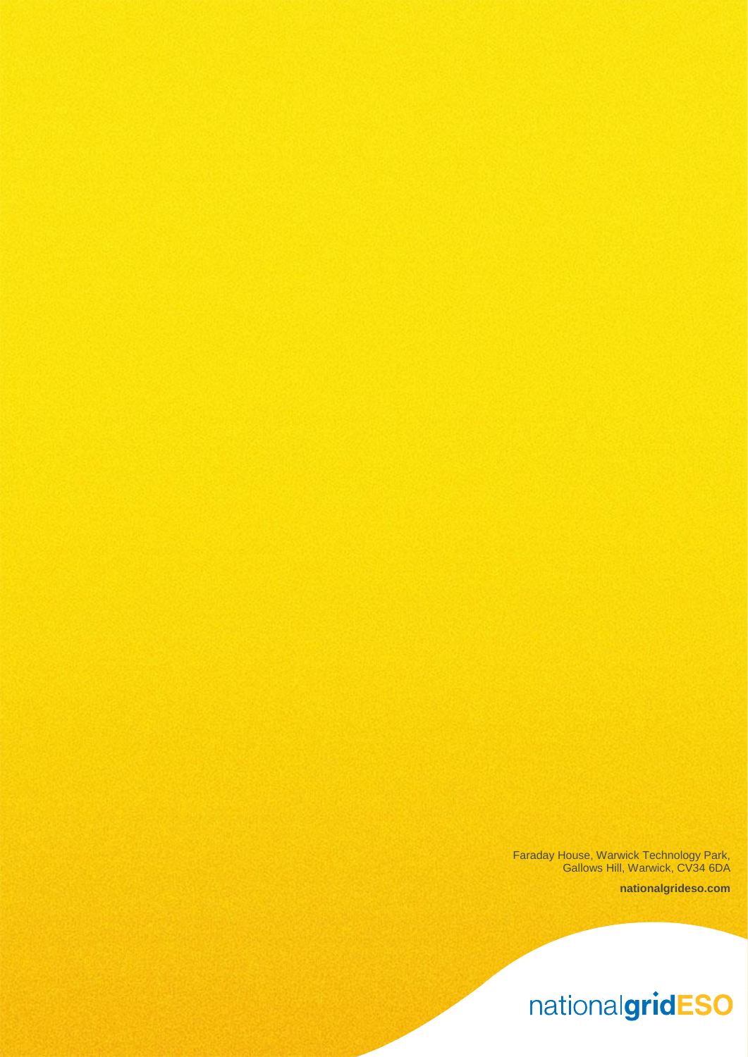Faraday House, Warwick Technology Park,
Gallows Hill, Warwick, CV34 6DA

**nationalgrideso.com**

nationalgridESO